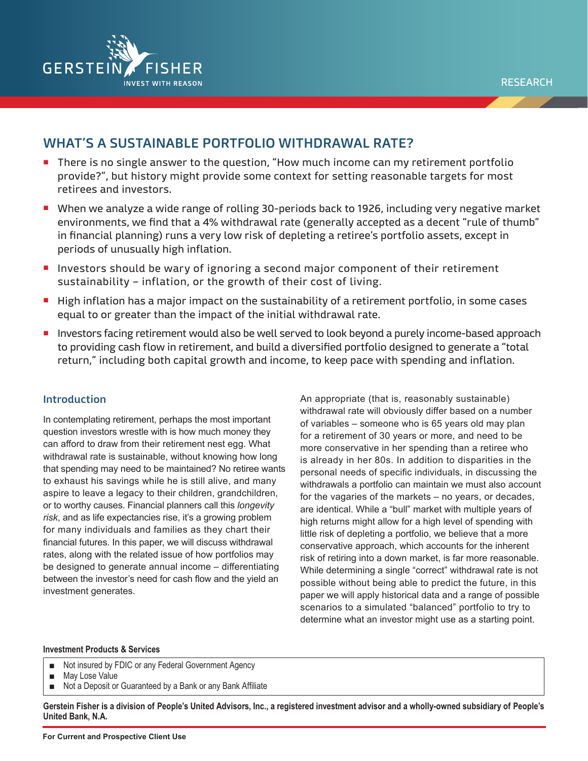GERSTEIN FISHER

INVEST WITH REASON

RESEARCH

# WHAT'S A SUSTAINABLE PORTFOLIO WITHDRAWAL RATE?

- There is no single answer to the question, "How much income can my retirement portfolio provide?", but history might provide some context for setting reasonable targets for most retirees and investors.
- When we analyze a wide range of rolling 30-periods back to 1926, including very negative market environments, we find that a 4% withdrawal rate (generally accepted as a decent "rule of thumb" in financial planning) runs a very low risk of depleting a retiree's portfolio assets, except in periods of unusually high inflation.
- Investors should be wary of ignoring a second major component of their retirement sustainability – inflation, or the growth of their cost of living.
- High inflation has a major impact on the sustainability of a retirement portfolio, in some cases equal to or greater than the impact of the initial withdrawal rate.
- Investors facing retirement would also be well served to look beyond a purely income-based approach to providing cash flow in retirement, and build a diversified portfolio designed to generate a "total return," including both capital growth and income, to keep pace with spending and inflation.

## Introduction

In contemplating retirement, perhaps the most important question investors wrestle with is how much money they can afford to draw from their retirement nest egg. What withdrawal rate is sustainable, without knowing how long that spending may need to be maintained? No retiree wants to exhaust his savings while he is still alive, and many aspire to leave a legacy to their children, grandchildren, or to worthy causes. Financial planners call this *longevity risk*, and as life expectancies rise, it's a growing problem for many individuals and families as they chart their financial futures. In this paper, we will discuss withdrawal rates, along with the related issue of how portfolios may be designed to generate annual income – differentiating between the investor's need for cash flow and the yield an investment generates.

An appropriate (that is, reasonably sustainable) withdrawal rate will obviously differ based on a number of variables – someone who is 65 years old may plan for a retirement of 30 years or more, and need to be more conservative in her spending than a retiree who is already in her 80s. In addition to disparities in the personal needs of specific individuals, in discussing the withdrawals a portfolio can maintain we must also account for the vagaries of the markets – no years, or decades, are identical. While a "bull" market with multiple years of high returns might allow for a high level of spending with little risk of depleting a portfolio, we believe that a more conservative approach, which accounts for the inherent risk of retiring into a down market, is far more reasonable. While determining a single "correct" withdrawal rate is not possible without being able to predict the future, in this paper we will apply historical data and a range of possible scenarios to a simulated "balanced" portfolio to try to determine what an investor might use as a starting point.

**Investment Products & Services**

- Not insured by FDIC or any Federal Government Agency
- May Lose Value
- Not a Deposit or Guaranteed by a Bank or any Bank Affiliate

**Gerstein Fisher is a division of People's United Advisors, Inc., a registered investment advisor and a wholly-owned subsidiary of People's United Bank, N.A.**

**For Current and Prospective Client Use**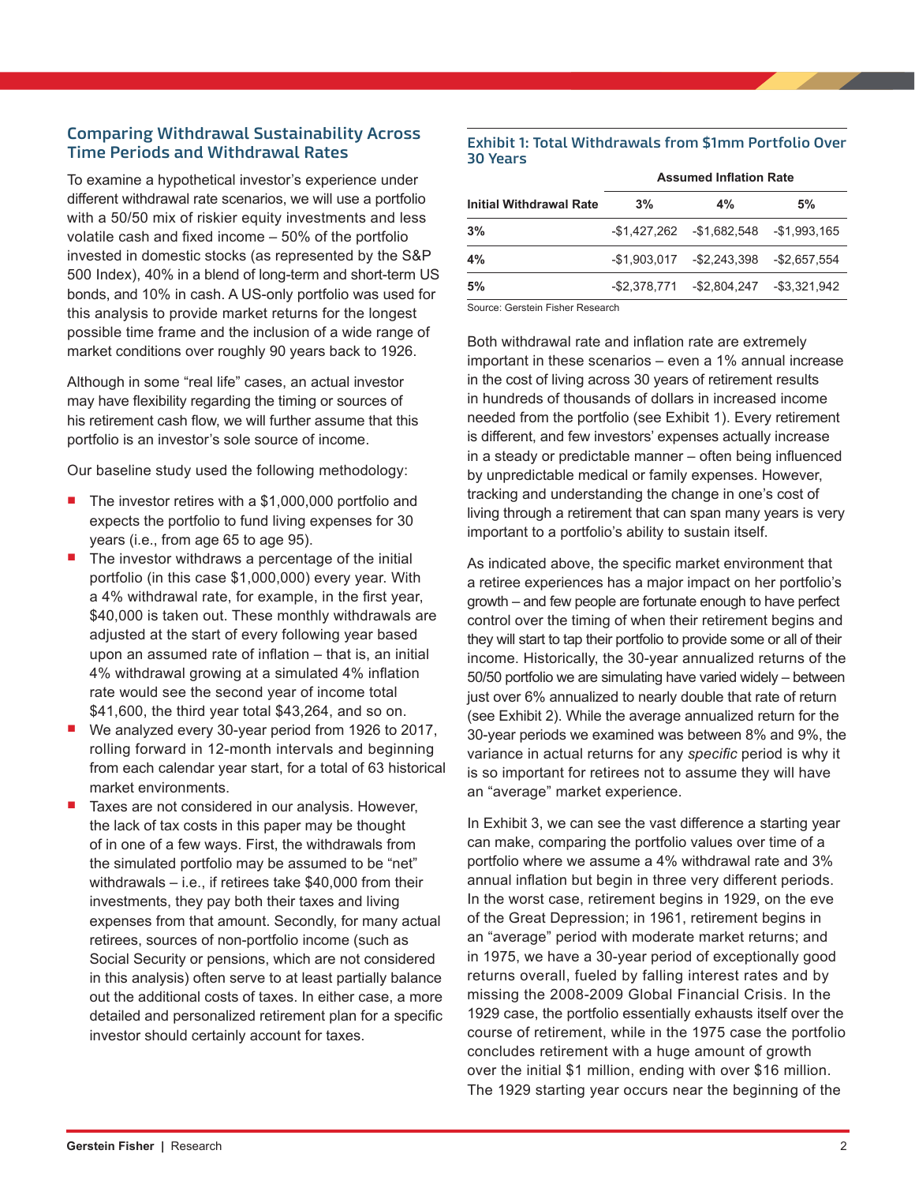## Comparing Withdrawal Sustainability Across Time Periods and Withdrawal Rates

To examine a hypothetical investor's experience under different withdrawal rate scenarios, we will use a portfolio with a 50/50 mix of riskier equity investments and less volatile cash and fixed income – 50% of the portfolio invested in domestic stocks (as represented by the S&P 500 Index), 40% in a blend of long-term and short-term US bonds, and 10% in cash. A US-only portfolio was used for this analysis to provide market returns for the longest possible time frame and the inclusion of a wide range of market conditions over roughly 90 years back to 1926.

Although in some "real life" cases, an actual investor may have flexibility regarding the timing or sources of his retirement cash flow, we will further assume that this portfolio is an investor's sole source of income.

Our baseline study used the following methodology:

- The investor retires with a $1,000,000 portfolio and expects the portfolio to fund living expenses for 30 years (i.e., from age 65 to age 95).
- The investor withdraws a percentage of the initial portfolio (in this case $1,000,000) every year. With a 4% withdrawal rate, for example, in the first year, $40,000 is taken out. These monthly withdrawals are adjusted at the start of every following year based upon an assumed rate of inflation – that is, an initial 4% withdrawal growing at a simulated 4% inflation rate would see the second year of income total $41,600, the third year total $43,264, and so on.
- We analyzed every 30-year period from 1926 to 2017, rolling forward in 12-month intervals and beginning from each calendar year start, for a total of 63 historical market environments.
- Taxes are not considered in our analysis. However, the lack of tax costs in this paper may be thought of in one of a few ways. First, the withdrawals from the simulated portfolio may be assumed to be "net" withdrawals – i.e., if retirees take $40,000 from their investments, they pay both their taxes and living expenses from that amount. Secondly, for many actual retirees, sources of non-portfolio income (such as Social Security or pensions, which are not considered in this analysis) often serve to at least partially balance out the additional costs of taxes. In either case, a more detailed and personalized retirement plan for a specific investor should certainly account for taxes.

### Exhibit 1: Total Withdrawals from $1mm Portfolio Over 30 Years

| | Assumed Inflation Rate | | |
|---|---|---|---|
| **Initial Withdrawal Rate** | **3%** | **4%** | **5%** |
| **3%** | -$1,427,262 | -$1,682,548 | -$1,993,165 |
| **4%** | -$1,903,017 | -$2,243,398 | -$2,657,554 |
| **5%** | -$2,378,771 | -$2,804,247 | -$3,321,942 |

Source: Gerstein Fisher Research

Both withdrawal rate and inflation rate are extremely important in these scenarios – even a 1% annual increase in the cost of living across 30 years of retirement results in hundreds of thousands of dollars in increased income needed from the portfolio (see Exhibit 1). Every retirement is different, and few investors' expenses actually increase in a steady or predictable manner – often being influenced by unpredictable medical or family expenses. However, tracking and understanding the change in one's cost of living through a retirement that can span many years is very important to a portfolio's ability to sustain itself.

As indicated above, the specific market environment that a retiree experiences has a major impact on her portfolio's growth – and few people are fortunate enough to have perfect control over the timing of when their retirement begins and they will start to tap their portfolio to provide some or all of their income. Historically, the 30-year annualized returns of the 50/50 portfolio we are simulating have varied widely – between just over 6% annualized to nearly double that rate of return (see Exhibit 2). While the average annualized return for the 30-year periods we examined was between 8% and 9%, the variance in actual returns for any *specific* period is why it is so important for retirees not to assume they will have an "average" market experience.

In Exhibit 3, we can see the vast difference a starting year can make, comparing the portfolio values over time of a portfolio where we assume a 4% withdrawal rate and 3% annual inflation but begin in three very different periods. In the worst case, retirement begins in 1929, on the eve of the Great Depression; in 1961, retirement begins in an "average" period with moderate market returns; and in 1975, we have a 30-year period of exceptionally good returns overall, fueled by falling interest rates and by missing the 2008-2009 Global Financial Crisis. In the 1929 case, the portfolio essentially exhausts itself over the course of retirement, while in the 1975 case the portfolio concludes retirement with a huge amount of growth over the initial $1 million, ending with over $16 million. The 1929 starting year occurs near the beginning of the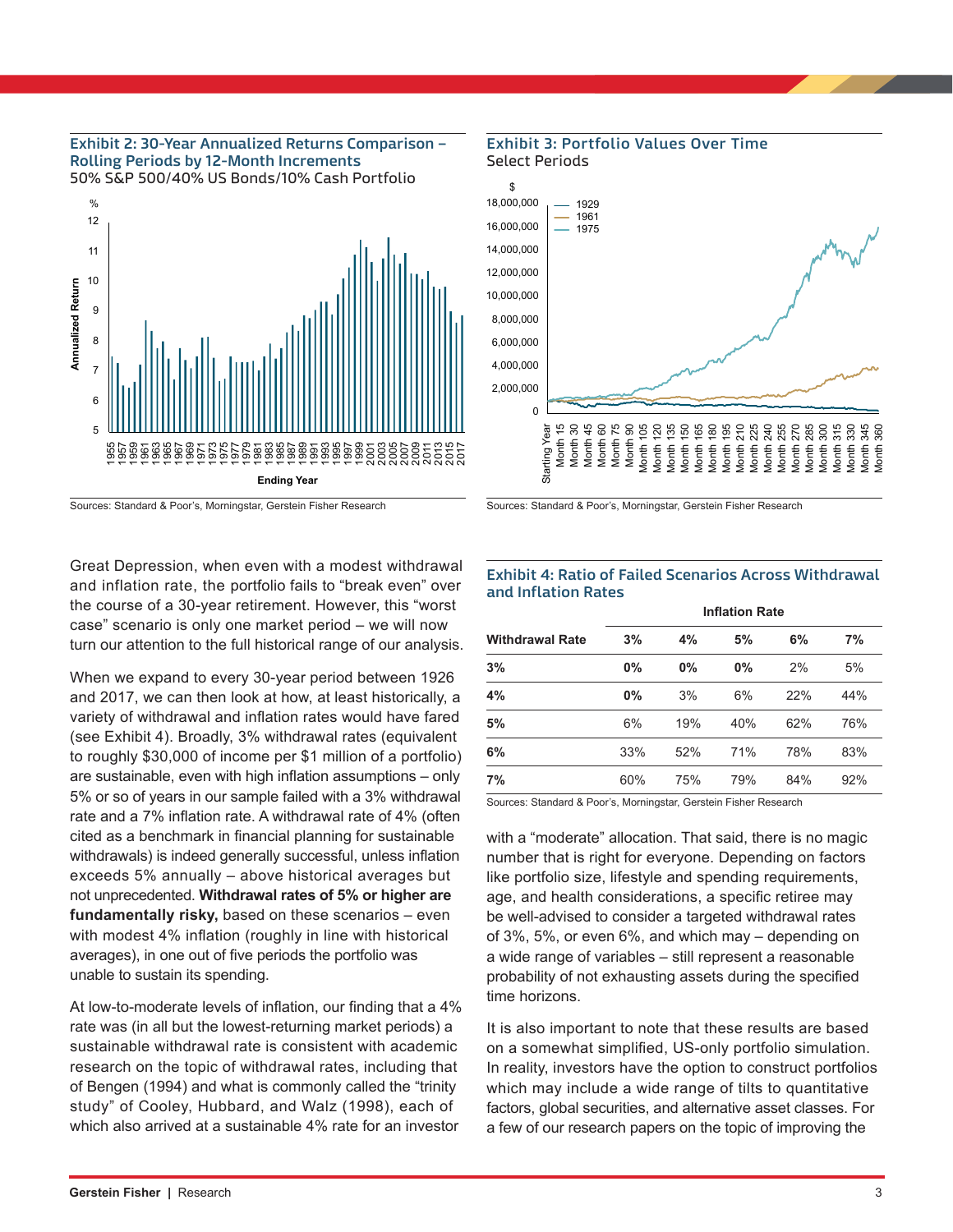### Exhibit 2: 30-Year Annualized Returns Comparison – Rolling Periods by 12-Month Increments

50% S&P 500/40% US Bonds/10% Cash Portfolio

Sources: Standard & Poor's, Morningstar, Gerstein Fisher Research

### Exhibit 3: Portfolio Values Over Time

Select Periods

Sources: Standard & Poor's, Morningstar, Gerstein Fisher Research

Great Depression, when even with a modest withdrawal and inflation rate, the portfolio fails to "break even" over the course of a 30-year retirement. However, this "worst case" scenario is only one market period – we will now turn our attention to the full historical range of our analysis.

When we expand to every 30-year period between 1926 and 2017, we can then look at how, at least historically, a variety of withdrawal and inflation rates would have fared (see Exhibit 4). Broadly, 3% withdrawal rates (equivalent to roughly $30,000 of income per $1 million of a portfolio) are sustainable, even with high inflation assumptions – only 5% or so of years in our sample failed with a 3% withdrawal rate and a 7% inflation rate. A withdrawal rate of 4% (often cited as a benchmark in financial planning for sustainable withdrawals) is indeed generally successful, unless inflation exceeds 5% annually – above historical averages but not unprecedented. **Withdrawal rates of 5% or higher are fundamentally risky,** based on these scenarios – even with modest 4% inflation (roughly in line with historical averages), in one out of five periods the portfolio was unable to sustain its spending.

At low-to-moderate levels of inflation, our finding that a 4% rate was (in all but the lowest-returning market periods) a sustainable withdrawal rate is consistent with academic research on the topic of withdrawal rates, including that of Bengen (1994) and what is commonly called the "trinity study" of Cooley, Hubbard, and Walz (1998), each of which also arrived at a sustainable 4% rate for an investor

### Exhibit 4: Ratio of Failed Scenarios Across Withdrawal and Inflation Rates

| | Inflation Rate | | | | |
|---|---|---|---|---|---|
| **Withdrawal Rate** | **3%** | **4%** | **5%** | **6%** | **7%** |
| **3%** | **0%** | **0%** | **0%** | 2% | 5% |
| **4%** | **0%** | 3% | 6% | 22% | 44% |
| **5%** | 6% | 19% | 40% | 62% | 76% |
| **6%** | 33% | 52% | 71% | 78% | 83% |
| **7%** | 60% | 75% | 79% | 84% | 92% |

Sources: Standard & Poor's, Morningstar, Gerstein Fisher Research

with a "moderate" allocation. That said, there is no magic number that is right for everyone. Depending on factors like portfolio size, lifestyle and spending requirements, age, and health considerations, a specific retiree may be well-advised to consider a targeted withdrawal rates of 3%, 5%, or even 6%, and which may – depending on a wide range of variables – still represent a reasonable probability of not exhausting assets during the specified time horizons.

It is also important to note that these results are based on a somewhat simplified, US-only portfolio simulation. In reality, investors have the option to construct portfolios which may include a wide range of tilts to quantitative factors, global securities, and alternative asset classes. For a few of our research papers on the topic of improving the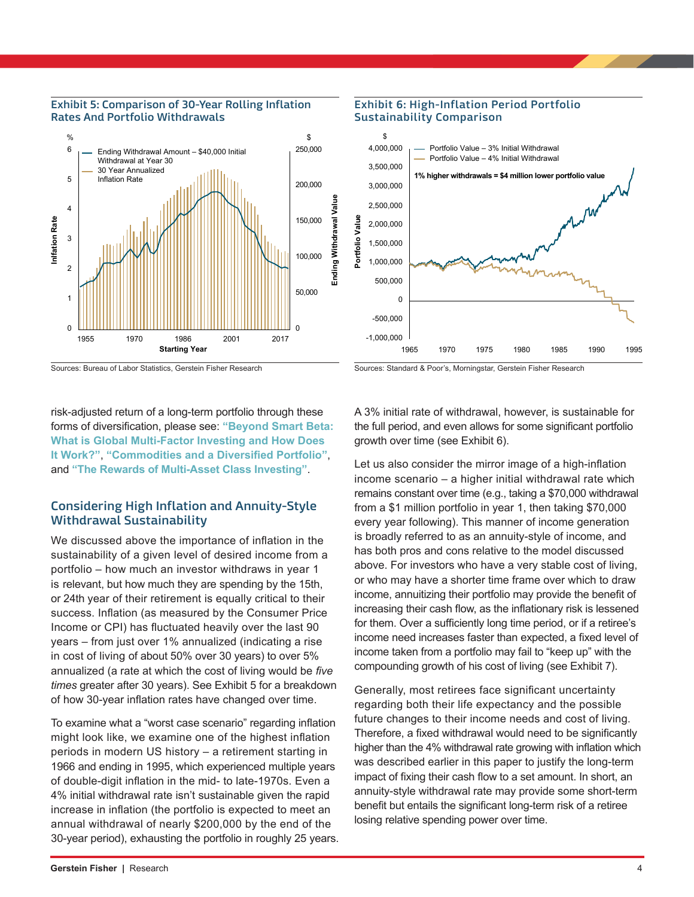**Exhibit 5: Comparison of 30-Year Rolling Inflation Rates And Portfolio Withdrawals**

Sources: Bureau of Labor Statistics, Gerstein Fisher Research

**Exhibit 6: High-Inflation Period Portfolio Sustainability Comparison**

Sources: Standard & Poor's, Morningstar, Gerstein Fisher Research

risk-adjusted return of a long-term portfolio through these forms of diversification, please see: **"Beyond Smart Beta: What is Global Multi-Factor Investing and How Does It Work?"**, **"Commodities and a Diversified Portfolio"**, and **"The Rewards of Multi-Asset Class Investing"**.

## Considering High Inflation and Annuity-Style Withdrawal Sustainability

We discussed above the importance of inflation in the sustainability of a given level of desired income from a portfolio – how much an investor withdraws in year 1 is relevant, but how much they are spending by the 15th, or 24th year of their retirement is equally critical to their success. Inflation (as measured by the Consumer Price Income or CPI) has fluctuated heavily over the last 90 years – from just over 1% annualized (indicating a rise in cost of living of about 50% over 30 years) to over 5% annualized (a rate at which the cost of living would be *five times* greater after 30 years). See Exhibit 5 for a breakdown of how 30-year inflation rates have changed over time.

To examine what a "worst case scenario" regarding inflation might look like, we examine one of the highest inflation periods in modern US history – a retirement starting in 1966 and ending in 1995, which experienced multiple years of double-digit inflation in the mid- to late-1970s. Even a 4% initial withdrawal rate isn't sustainable given the rapid increase in inflation (the portfolio is expected to meet an annual withdrawal of nearly $200,000 by the end of the 30-year period), exhausting the portfolio in roughly 25 years.

A 3% initial rate of withdrawal, however, is sustainable for the full period, and even allows for some significant portfolio growth over time (see Exhibit 6).

Let us also consider the mirror image of a high-inflation income scenario – a higher initial withdrawal rate which remains constant over time (e.g., taking a $70,000 withdrawal from a $1 million portfolio in year 1, then taking $70,000 every year following). This manner of income generation is broadly referred to as an annuity-style of income, and has both pros and cons relative to the model discussed above. For investors who have a very stable cost of living, or who may have a shorter time frame over which to draw income, annuitizing their portfolio may provide the benefit of increasing their cash flow, as the inflationary risk is lessened for them. Over a sufficiently long time period, or if a retiree's income need increases faster than expected, a fixed level of income taken from a portfolio may fail to "keep up" with the compounding growth of his cost of living (see Exhibit 7).

Generally, most retirees face significant uncertainty regarding both their life expectancy and the possible future changes to their income needs and cost of living. Therefore, a fixed withdrawal would need to be significantly higher than the 4% withdrawal rate growing with inflation which was described earlier in this paper to justify the long-term impact of fixing their cash flow to a set amount. In short, an annuity-style withdrawal rate may provide some short-term benefit but entails the significant long-term risk of a retiree losing relative spending power over time.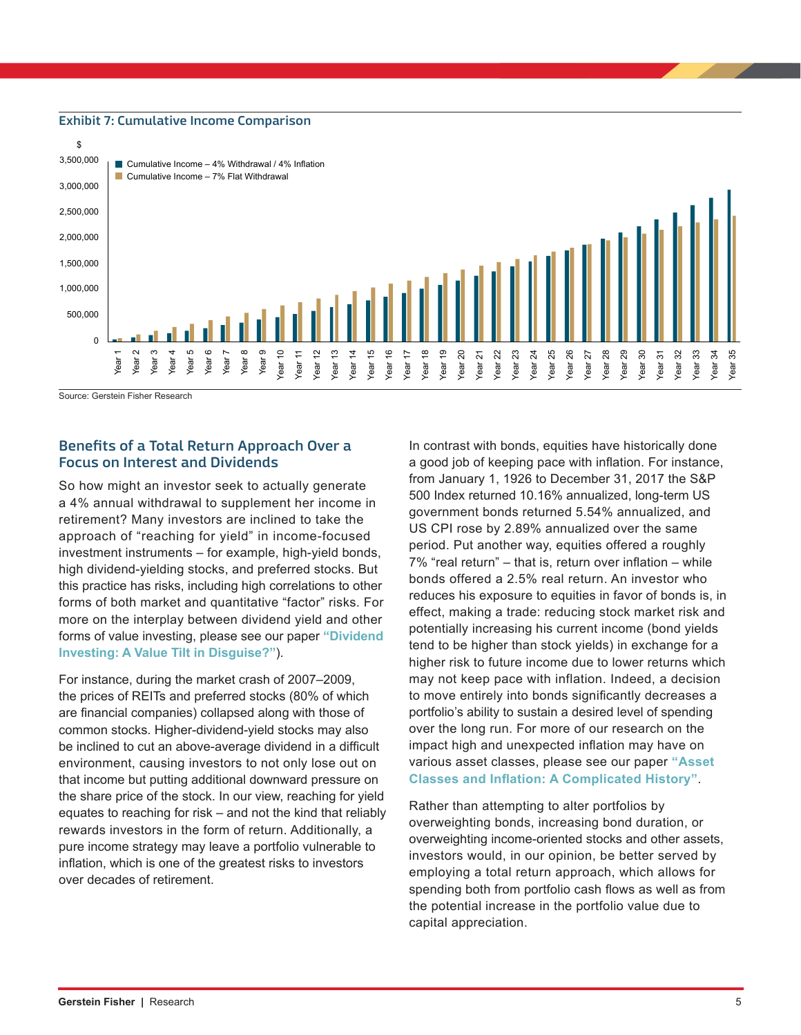**Exhibit 7: Cumulative Income Comparison**

Source: Gerstein Fisher Research

## Benefits of a Total Return Approach Over a Focus on Interest and Dividends

So how might an investor seek to actually generate a 4% annual withdrawal to supplement her income in retirement? Many investors are inclined to take the approach of "reaching for yield" in income-focused investment instruments – for example, high-yield bonds, high dividend-yielding stocks, and preferred stocks. But this practice has risks, including high correlations to other forms of both market and quantitative "factor" risks. For more on the interplay between dividend yield and other forms of value investing, please see our paper **"Dividend Investing: A Value Tilt in Disguise?"**).

For instance, during the market crash of 2007–2009, the prices of REITs and preferred stocks (80% of which are financial companies) collapsed along with those of common stocks. Higher-dividend-yield stocks may also be inclined to cut an above-average dividend in a difficult environment, causing investors to not only lose out on that income but putting additional downward pressure on the share price of the stock. In our view, reaching for yield equates to reaching for risk – and not the kind that reliably rewards investors in the form of return. Additionally, a pure income strategy may leave a portfolio vulnerable to inflation, which is one of the greatest risks to investors over decades of retirement.

In contrast with bonds, equities have historically done a good job of keeping pace with inflation. For instance, from January 1, 1926 to December 31, 2017 the S&P 500 Index returned 10.16% annualized, long-term US government bonds returned 5.54% annualized, and US CPI rose by 2.89% annualized over the same period. Put another way, equities offered a roughly 7% "real return" – that is, return over inflation – while bonds offered a 2.5% real return. An investor who reduces his exposure to equities in favor of bonds is, in effect, making a trade: reducing stock market risk and potentially increasing his current income (bond yields tend to be higher than stock yields) in exchange for a higher risk to future income due to lower returns which may not keep pace with inflation. Indeed, a decision to move entirely into bonds significantly decreases a portfolio's ability to sustain a desired level of spending over the long run. For more of our research on the impact high and unexpected inflation may have on various asset classes, please see our paper **"Asset Classes and Inflation: A Complicated History"**.

Rather than attempting to alter portfolios by overweighting bonds, increasing bond duration, or overweighting income-oriented stocks and other assets, investors would, in our opinion, be better served by employing a total return approach, which allows for spending both from portfolio cash flows as well as from the potential increase in the portfolio value due to capital appreciation.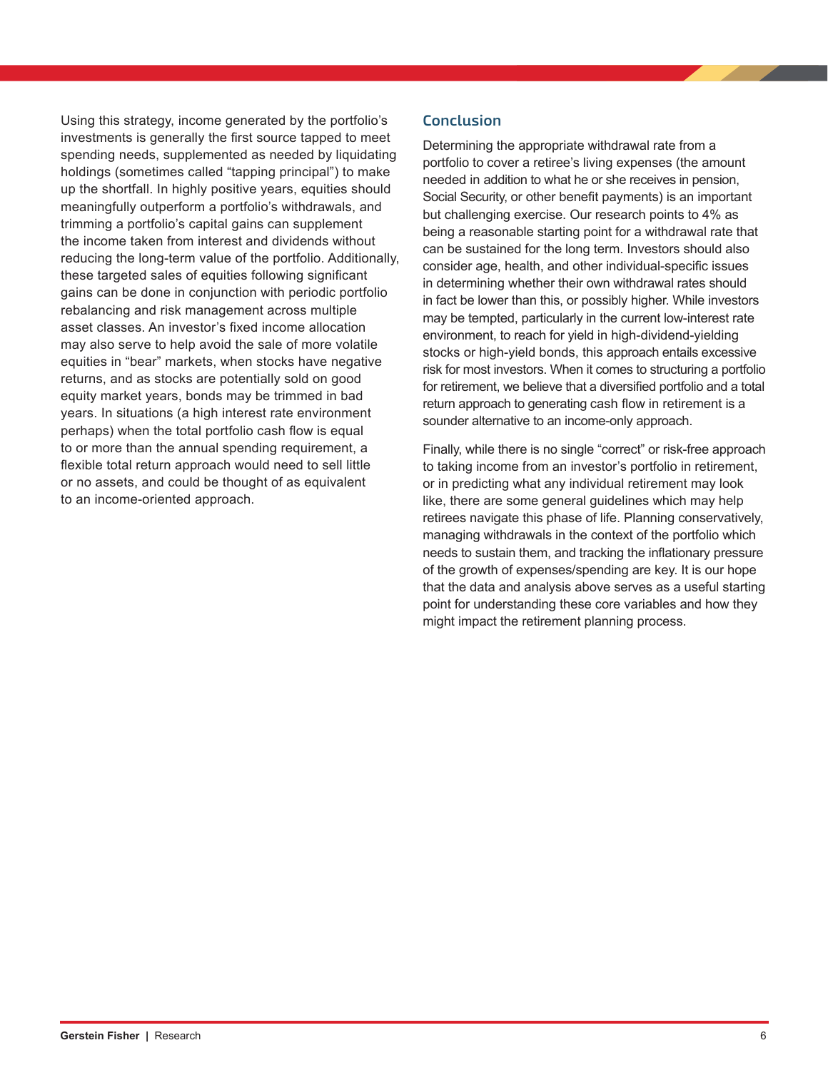Using this strategy, income generated by the portfolio's investments is generally the first source tapped to meet spending needs, supplemented as needed by liquidating holdings (sometimes called "tapping principal") to make up the shortfall. In highly positive years, equities should meaningfully outperform a portfolio's withdrawals, and trimming a portfolio's capital gains can supplement the income taken from interest and dividends without reducing the long-term value of the portfolio. Additionally, these targeted sales of equities following significant gains can be done in conjunction with periodic portfolio rebalancing and risk management across multiple asset classes. An investor's fixed income allocation may also serve to help avoid the sale of more volatile equities in "bear" markets, when stocks have negative returns, and as stocks are potentially sold on good equity market years, bonds may be trimmed in bad years. In situations (a high interest rate environment perhaps) when the total portfolio cash flow is equal to or more than the annual spending requirement, a flexible total return approach would need to sell little or no assets, and could be thought of as equivalent to an income-oriented approach.

## Conclusion

Determining the appropriate withdrawal rate from a portfolio to cover a retiree's living expenses (the amount needed in addition to what he or she receives in pension, Social Security, or other benefit payments) is an important but challenging exercise. Our research points to 4% as being a reasonable starting point for a withdrawal rate that can be sustained for the long term. Investors should also consider age, health, and other individual-specific issues in determining whether their own withdrawal rates should in fact be lower than this, or possibly higher. While investors may be tempted, particularly in the current low-interest rate environment, to reach for yield in high-dividend-yielding stocks or high-yield bonds, this approach entails excessive risk for most investors. When it comes to structuring a portfolio for retirement, we believe that a diversified portfolio and a total return approach to generating cash flow in retirement is a sounder alternative to an income-only approach.

Finally, while there is no single "correct" or risk-free approach to taking income from an investor's portfolio in retirement, or in predicting what any individual retirement may look like, there are some general guidelines which may help retirees navigate this phase of life. Planning conservatively, managing withdrawals in the context of the portfolio which needs to sustain them, and tracking the inflationary pressure of the growth of expenses/spending are key. It is our hope that the data and analysis above serves as a useful starting point for understanding these core variables and how they might impact the retirement planning process.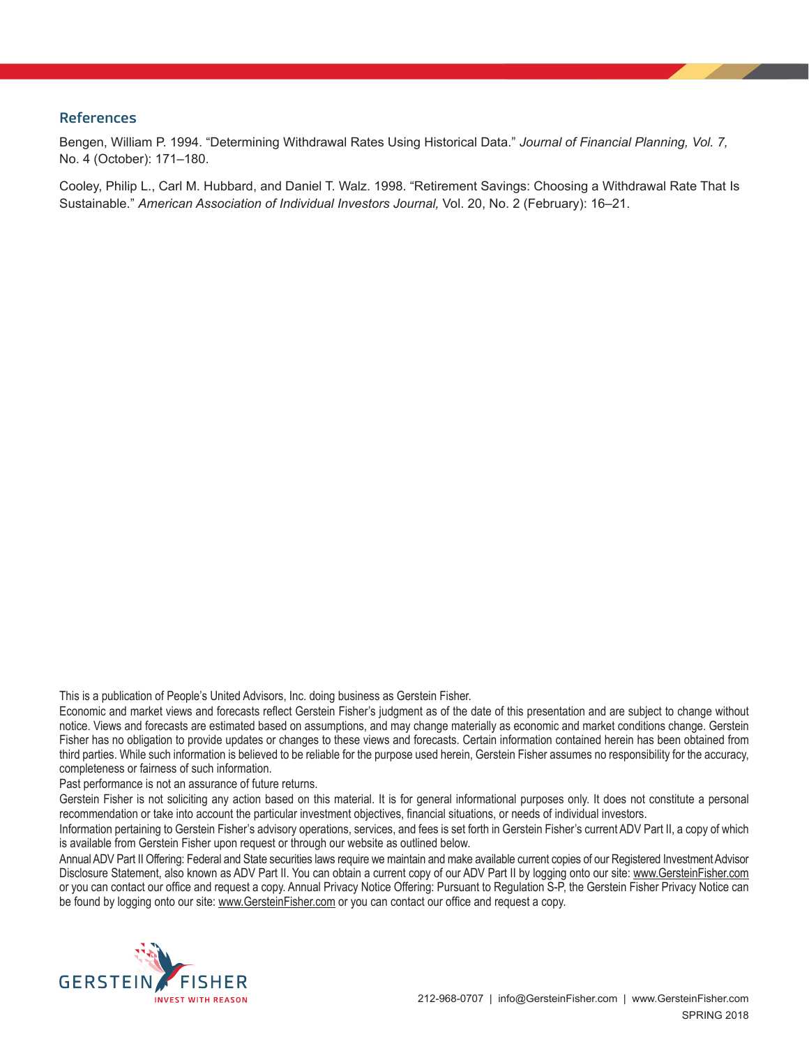## References

Bengen, William P. 1994. “Determining Withdrawal Rates Using Historical Data.” *Journal of Financial Planning, Vol. 7,* No. 4 (October): 171–180.

Cooley, Philip L., Carl M. Hubbard, and Daniel T. Walz. 1998. “Retirement Savings: Choosing a Withdrawal Rate That Is Sustainable.” *American Association of Individual Investors Journal,* Vol. 20, No. 2 (February): 16–21.

This is a publication of People’s United Advisors, Inc. doing business as Gerstein Fisher.

Economic and market views and forecasts reflect Gerstein Fisher’s judgment as of the date of this presentation and are subject to change without notice. Views and forecasts are estimated based on assumptions, and may change materially as economic and market conditions change. Gerstein Fisher has no obligation to provide updates or changes to these views and forecasts. Certain information contained herein has been obtained from third parties. While such information is believed to be reliable for the purpose used herein, Gerstein Fisher assumes no responsibility for the accuracy, completeness or fairness of such information.

Past performance is not an assurance of future returns.

Gerstein Fisher is not soliciting any action based on this material. It is for general informational purposes only. It does not constitute a personal recommendation or take into account the particular investment objectives, financial situations, or needs of individual investors.

Information pertaining to Gerstein Fisher’s advisory operations, services, and fees is set forth in Gerstein Fisher’s current ADV Part II, a copy of which is available from Gerstein Fisher upon request or through our website as outlined below.

Annual ADV Part II Offering: Federal and State securities laws require we maintain and make available current copies of our Registered Investment Advisor Disclosure Statement, also known as ADV Part II. You can obtain a current copy of our ADV Part II by logging onto our site: www.GersteinFisher.com or you can contact our office and request a copy. Annual Privacy Notice Offering: Pursuant to Regulation S-P, the Gerstein Fisher Privacy Notice can be found by logging onto our site: www.GersteinFisher.com or you can contact our office and request a copy.

GERSTEIN FISHER
INVEST WITH REASON

212-968-0707 | info@GersteinFisher.com | www.GersteinFisher.com

SPRING 2018